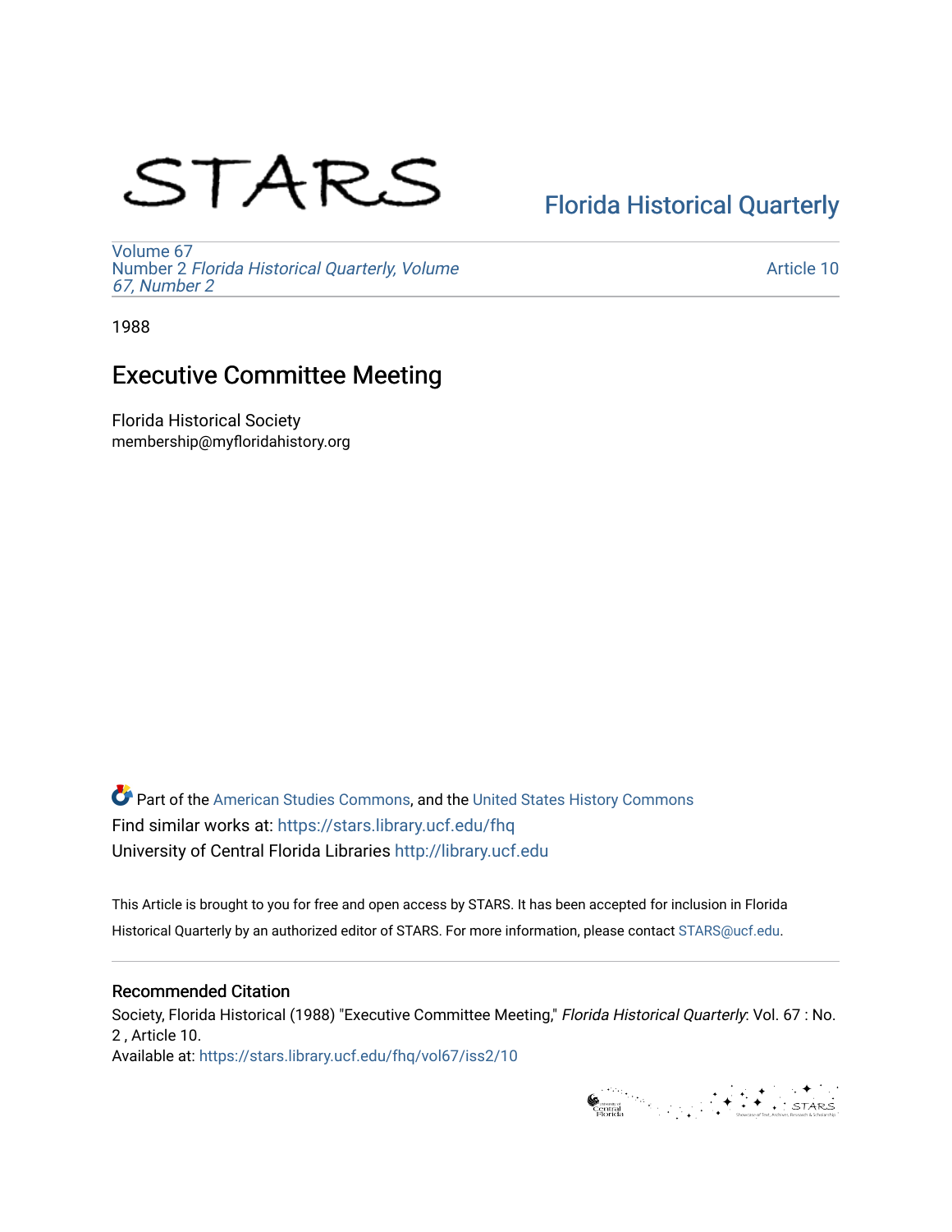# STARS

Florida Historical Quarterly

Volume 67
Number 2 *Florida Historical Quarterly, Volume 67, Number 2*

Article 10

1988

## Executive Committee Meeting

Florida Historical Society
membership@myfloridahistory.org

Part of the American Studies Commons, and the United States History Commons
Find similar works at: https://stars.library.ucf.edu/fhq
University of Central Florida Libraries http://library.ucf.edu

This Article is brought to you for free and open access by STARS. It has been accepted for inclusion in Florida Historical Quarterly by an authorized editor of STARS. For more information, please contact STARS@ucf.edu.

### Recommended Citation

Society, Florida Historical (1988) "Executive Committee Meeting," *Florida Historical Quarterly*: Vol. 67 : No. 2 , Article 10.
Available at: https://stars.library.ucf.edu/fhq/vol67/iss2/10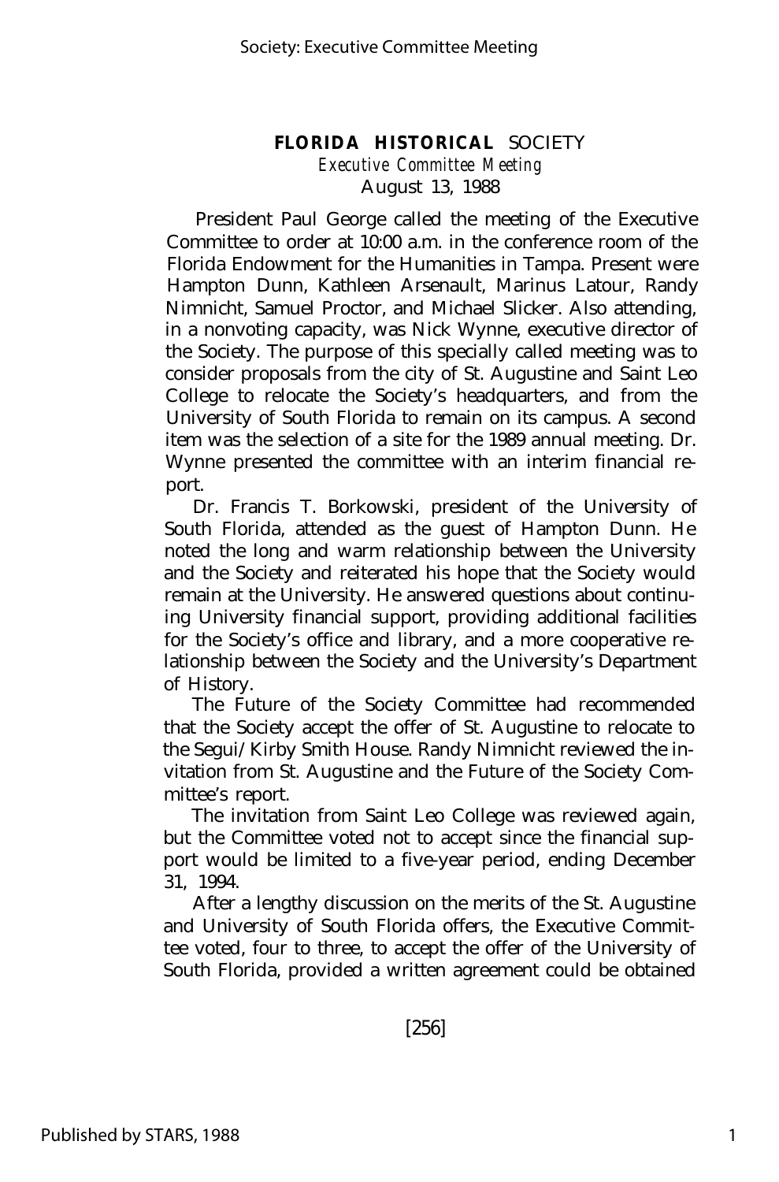# FLORIDA HISTORICAL SOCIETY

*Executive Committee Meeting*

August 13, 1988

President Paul George called the meeting of the Executive Committee to order at 10:00 a.m. in the conference room of the Florida Endowment for the Humanities in Tampa. Present were Hampton Dunn, Kathleen Arsenault, Marinus Latour, Randy Nimnicht, Samuel Proctor, and Michael Slicker. Also attending, in a nonvoting capacity, was Nick Wynne, executive director of the Society. The purpose of this specially called meeting was to consider proposals from the city of St. Augustine and Saint Leo College to relocate the Society's headquarters, and from the University of South Florida to remain on its campus. A second item was the selection of a site for the 1989 annual meeting. Dr. Wynne presented the committee with an interim financial report.

Dr. Francis T. Borkowski, president of the University of South Florida, attended as the guest of Hampton Dunn. He noted the long and warm relationship between the University and the Society and reiterated his hope that the Society would remain at the University. He answered questions about continuing University financial support, providing additional facilities for the Society's office and library, and a more cooperative relationship between the Society and the University's Department of History.

The Future of the Society Committee had recommended that the Society accept the offer of St. Augustine to relocate to the Segui/Kirby Smith House. Randy Nimnicht reviewed the invitation from St. Augustine and the Future of the Society Committee's report.

The invitation from Saint Leo College was reviewed again, but the Committee voted not to accept since the financial support would be limited to a five-year period, ending December 31, 1994.

After a lengthy discussion on the merits of the St. Augustine and University of South Florida offers, the Executive Committee voted, four to three, to accept the offer of the University of South Florida, provided a written agreement could be obtained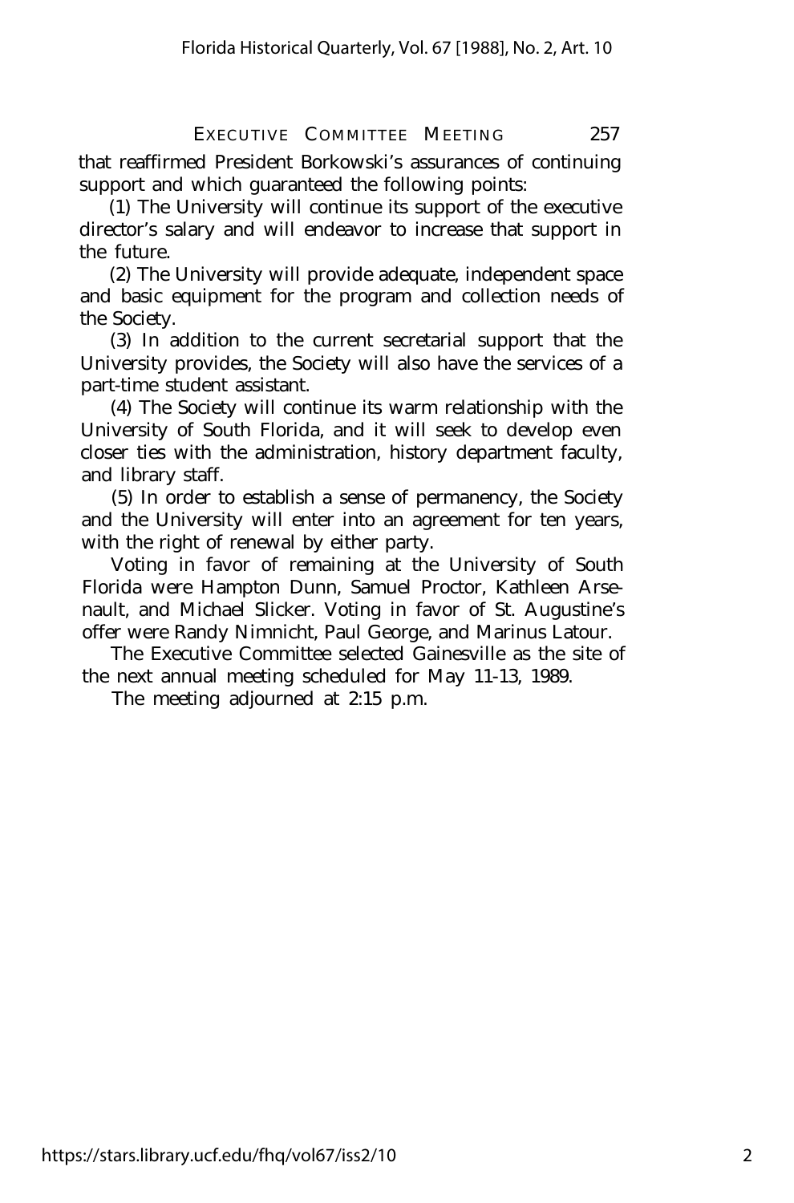that reaffirmed President Borkowski's assurances of continuing support and which guaranteed the following points:

(1) The University will continue its support of the executive director's salary and will endeavor to increase that support in the future.

(2) The University will provide adequate, independent space and basic equipment for the program and collection needs of the Society.

(3) In addition to the current secretarial support that the University provides, the Society will also have the services of a part-time student assistant.

(4) The Society will continue its warm relationship with the University of South Florida, and it will seek to develop even closer ties with the administration, history department faculty, and library staff.

(5) In order to establish a sense of permanency, the Society and the University will enter into an agreement for ten years, with the right of renewal by either party.

Voting in favor of remaining at the University of South Florida were Hampton Dunn, Samuel Proctor, Kathleen Arsenault, and Michael Slicker. Voting in favor of St. Augustine's offer were Randy Nimnicht, Paul George, and Marinus Latour.

The Executive Committee selected Gainesville as the site of the next annual meeting scheduled for May 11-13, 1989.

The meeting adjourned at 2:15 p.m.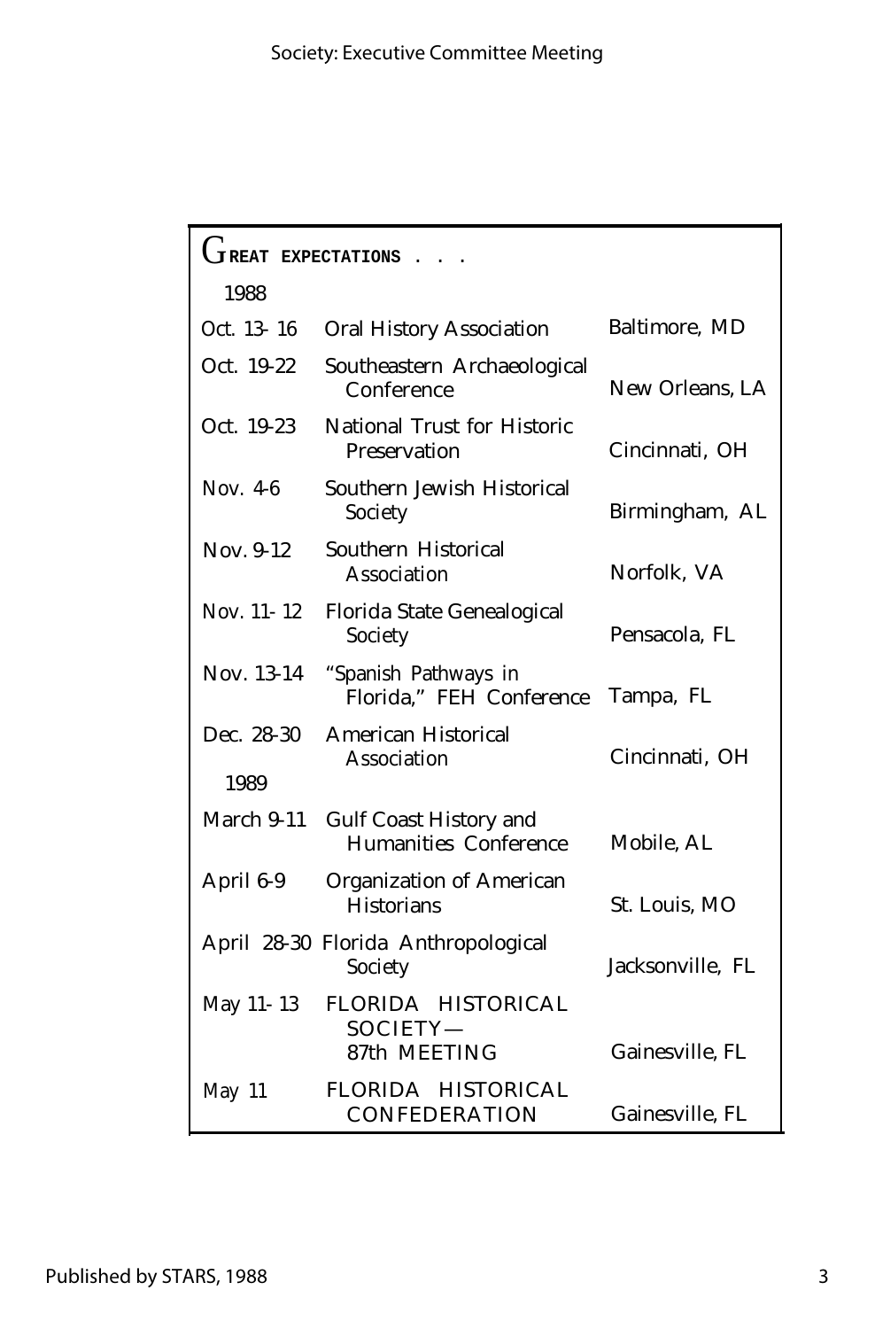## Great Expectations . . .

| | | |
|---|---|---|
| **1988** | | |
| Oct. 13-16 | Oral History Association | Baltimore, MD |
| Oct. 19-22 | Southeastern Archaeological Conference | New Orleans, LA |
| Oct. 19-23 | National Trust for Historic Preservation | Cincinnati, OH |
| Nov. 4-6 | Southern Jewish Historical Society | Birmingham, AL |
| Nov. 9-12 | Southern Historical Association | Norfolk, VA |
| Nov. 11-12 | Florida State Genealogical Society | Pensacola, FL |
| Nov. 13-14 | "Spanish Pathways in Florida," FEH Conference | Tampa, FL |
| Dec. 28-30 | American Historical Association | Cincinnati, OH |
| **1989** | | |
| March 9-11 | Gulf Coast History and Humanities Conference | Mobile, AL |
| April 6-9 | Organization of American Historians | St. Louis, MO |
| April 28-30 | Florida Anthropological Society | Jacksonville, FL |
| May 11-13 | FLORIDA HISTORICAL SOCIETY— 87th MEETING | Gainesville, FL |
| May 11 | FLORIDA HISTORICAL CONFEDERATION | Gainesville, FL |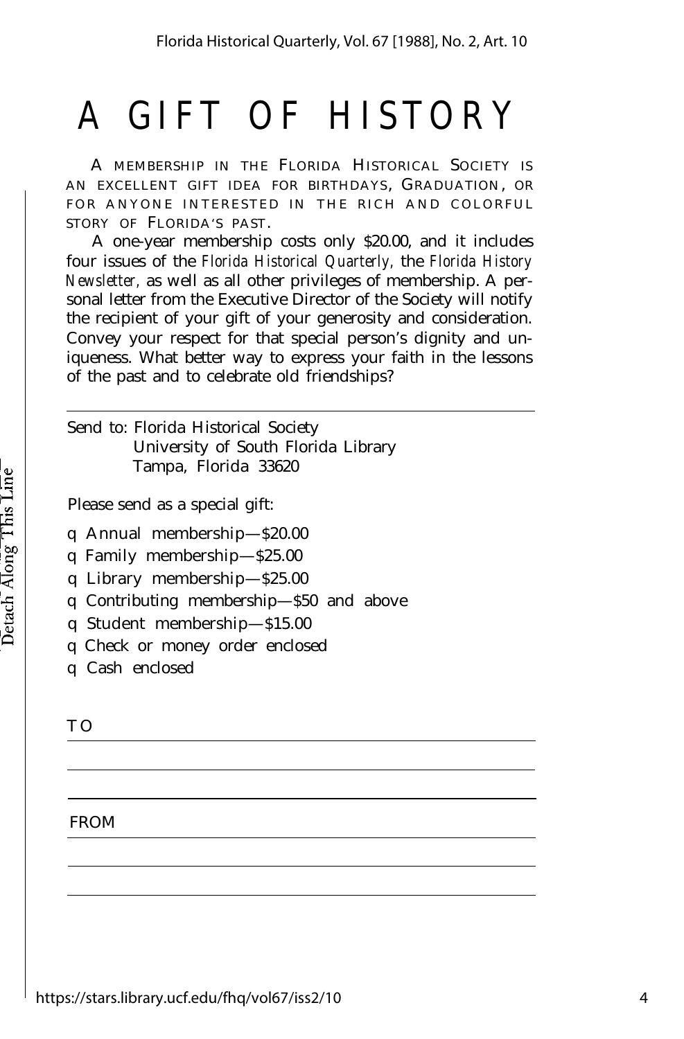# A GIFT OF HISTORY

A MEMBERSHIP IN THE FLORIDA HISTORICAL SOCIETY IS AN EXCELLENT GIFT IDEA FOR BIRTHDAYS, GRADUATION, OR FOR ANYONE INTERESTED IN THE RICH AND COLORFUL STORY OF FLORIDA'S PAST.

A one-year membership costs only $20.00, and it includes four issues of the *Florida Historical Quarterly*, the *Florida History Newsletter,* as well as all other privileges of membership. A personal letter from the Executive Director of the Society will notify the recipient of your gift of your generosity and consideration. Convey your respect for that special person's dignity and uniqueness. What better way to express your faith in the lessons of the past and to celebrate old friendships?

---

Send to: Florida Historical Society
University of South Florida Library
Tampa, Florida 33620

Please send as a special gift:

- q Annual membership—$20.00
- q Family membership—$25.00
- q Library membership—$25.00
- q Contributing membership—$50 and above
- q Student membership—$15.00
- q Check or money order enclosed
- q Cash enclosed

TO

---

---

---

FROM

---

---

---

Detach Along This Line